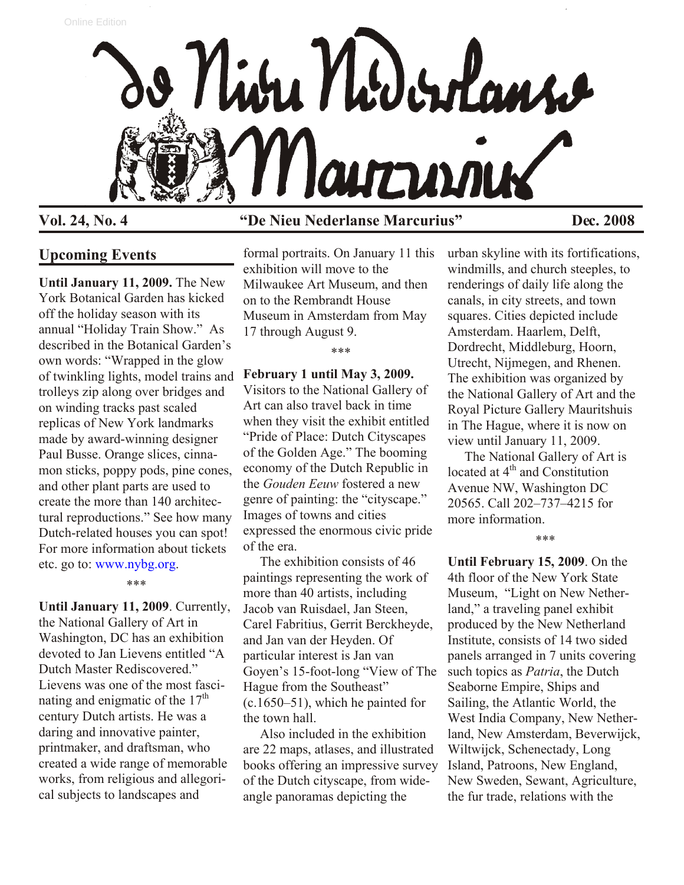Online Edition

# De Nieu Nederlanse Marcurius

**Vol. 24, No. 4** **"De Nieu Nederlanse Marcurius"** **Dec. 2008**

## Upcoming Events

**Until January 11, 2009.** The New York Botanical Garden has kicked off the holiday season with its annual "Holiday Train Show." As described in the Botanical Garden's own words: "Wrapped in the glow of twinkling lights, model trains and trolleys zip along over bridges and on winding tracks past scaled replicas of New York landmarks made by award-winning designer Paul Busse. Orange slices, cinnamon sticks, poppy pods, pine cones, and other plant parts are used to create the more than 140 architectural reproductions." See how many Dutch-related houses you can spot! For more information about tickets etc. go to: www.nybg.org.

\*\*\*

**Until January 11, 2009**. Currently, the National Gallery of Art in Washington, DC has an exhibition devoted to Jan Lievens entitled "A Dutch Master Rediscovered." Lievens was one of the most fascinating and enigmatic of the 17th century Dutch artists. He was a daring and innovative painter, printmaker, and draftsman, who created a wide range of memorable works, from religious and allegorical subjects to landscapes and formal portraits. On January 11 this exhibition will move to the Milwaukee Art Museum, and then on to the Rembrandt House Museum in Amsterdam from May 17 through August 9.

\*\*\*

**February 1 until May 3, 2009.** Visitors to the National Gallery of Art can also travel back in time when they visit the exhibit entitled "Pride of Place: Dutch Cityscapes of the Golden Age." The booming economy of the Dutch Republic in the *Gouden Eeuw* fostered a new genre of painting: the "cityscape." Images of towns and cities expressed the enormous civic pride of the era.

The exhibition consists of 46 paintings representing the work of more than 40 artists, including Jacob van Ruisdael, Jan Steen, Carel Fabritius, Gerrit Berckheyde, and Jan van der Heyden. Of particular interest is Jan van Goyen's 15-foot-long "View of The Hague from the Southeast" (c.1650–51), which he painted for the town hall.

Also included in the exhibition are 22 maps, atlases, and illustrated books offering an impressive survey of the Dutch cityscape, from wide-angle panoramas depicting the urban skyline with its fortifications, windmills, and church steeples, to renderings of daily life along the canals, in city streets, and town squares. Cities depicted include Amsterdam. Haarlem, Delft, Dordrecht, Middleburg, Hoorn, Utrecht, Nijmegen, and Rhenen. The exhibition was organized by the National Gallery of Art and the Royal Picture Gallery Mauritshuis in The Hague, where it is now on view until January 11, 2009.

The National Gallery of Art is located at 4th and Constitution Avenue NW, Washington DC 20565. Call 202–737–4215 for more information.

\*\*\*

**Until February 15, 2009**. On the 4th floor of the New York State Museum, "Light on New Netherland," a traveling panel exhibit produced by the New Netherland Institute, consists of 14 two sided panels arranged in 7 units covering such topics as *Patria*, the Dutch Seaborne Empire, Ships and Sailing, the Atlantic World, the West India Company, New Netherland, New Amsterdam, Beverwijck, Wiltwijck, Schenectady, Long Island, Patroons, New England, New Sweden, Sewant, Agriculture, the fur trade, relations with the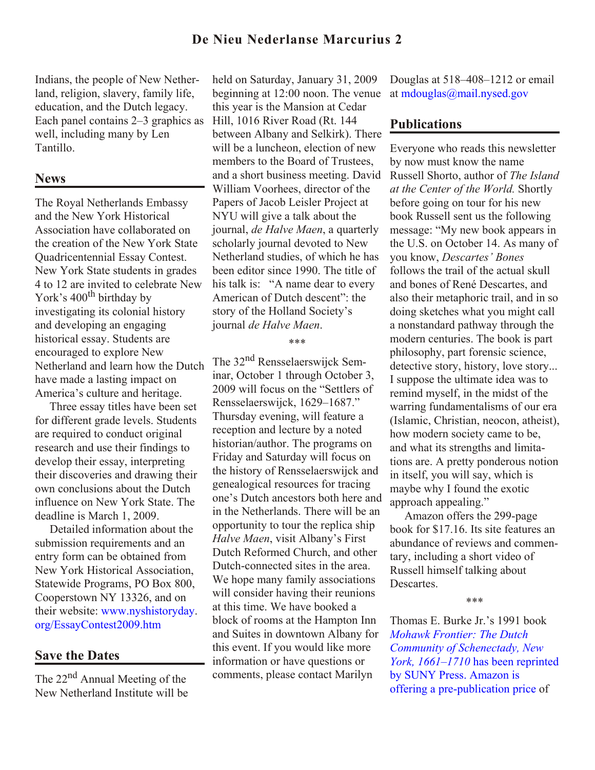Indians, the people of New Netherland, religion, slavery, family life, education, and the Dutch legacy. Each panel contains 2–3 graphics as well, including many by Len Tantillo.

## News

The Royal Netherlands Embassy and the New York Historical Association have collaborated on the creation of the New York State Quadricentennial Essay Contest. New York State students in grades 4 to 12 are invited to celebrate New York's 400th birthday by investigating its colonial history and developing an engaging historical essay. Students are encouraged to explore New Netherland and learn how the Dutch have made a lasting impact on America's culture and heritage.

Three essay titles have been set for different grade levels. Students are required to conduct original research and use their findings to develop their essay, interpreting their discoveries and drawing their own conclusions about the Dutch influence on New York State. The deadline is March 1, 2009.

Detailed information about the submission requirements and an entry form can be obtained from New York Historical Association, Statewide Programs, PO Box 800, Cooperstown NY 13326, and on their website: www.nyshistoryday.org/EssayContest2009.htm

## Save the Dates

The 22nd Annual Meeting of the New Netherland Institute will be held on Saturday, January 31, 2009 beginning at 12:00 noon. The venue this year is the Mansion at Cedar Hill, 1016 River Road (Rt. 144 between Albany and Selkirk). There will be a luncheon, election of new members to the Board of Trustees, and a short business meeting. David William Voorhees, director of the Papers of Jacob Leisler Project at NYU will give a talk about the journal, *de Halve Maen*, a quarterly scholarly journal devoted to New Netherland studies, of which he has been editor since 1990. The title of his talk is: "A name dear to every American of Dutch descent": the story of the Holland Society's journal *de Halve Maen*.

\*\*\*

The 32nd Rensselaerswijck Seminar, October 1 through October 3, 2009 will focus on the "Settlers of Rensselaerswijck, 1629–1687." Thursday evening, will feature a reception and lecture by a noted historian/author. The programs on Friday and Saturday will focus on the history of Rensselaerswijck and genealogical resources for tracing one's Dutch ancestors both here and in the Netherlands. There will be an opportunity to tour the replica ship *Halve Maen*, visit Albany's First Dutch Reformed Church, and other Dutch-connected sites in the area. We hope many family associations will consider having their reunions at this time. We have booked a block of rooms at the Hampton Inn and Suites in downtown Albany for this event. If you would like more information or have questions or comments, please contact Marilyn Douglas at 518–408–1212 or email at mdouglas@mail.nysed.gov

## Publications

Everyone who reads this newsletter by now must know the name Russell Shorto, author of *The Island at the Center of the World.* Shortly before going on tour for his new book Russell sent us the following message: "My new book appears in the U.S. on October 14. As many of you know, *Descartes' Bones* follows the trail of the actual skull and bones of René Descartes, and also their metaphoric trail, and in so doing sketches what you might call a nonstandard pathway through the modern centuries. The book is part philosophy, part forensic science, detective story, history, love story... I suppose the ultimate idea was to remind myself, in the midst of the warring fundamentalisms of our era (Islamic, Christian, neocon, atheist), how modern society came to be, and what its strengths and limitations are. A pretty ponderous notion in itself, you will say, which is maybe why I found the exotic approach appealing."

Amazon offers the 299-page book for $17.16. Its site features an abundance of reviews and commentary, including a short video of Russell himself talking about Descartes.

\*\*\*

Thomas E. Burke Jr.'s 1991 book *Mohawk Frontier: The Dutch Community of Schenectady, New York, 1661–1710* has been reprinted by SUNY Press. Amazon is offering a pre-publication price of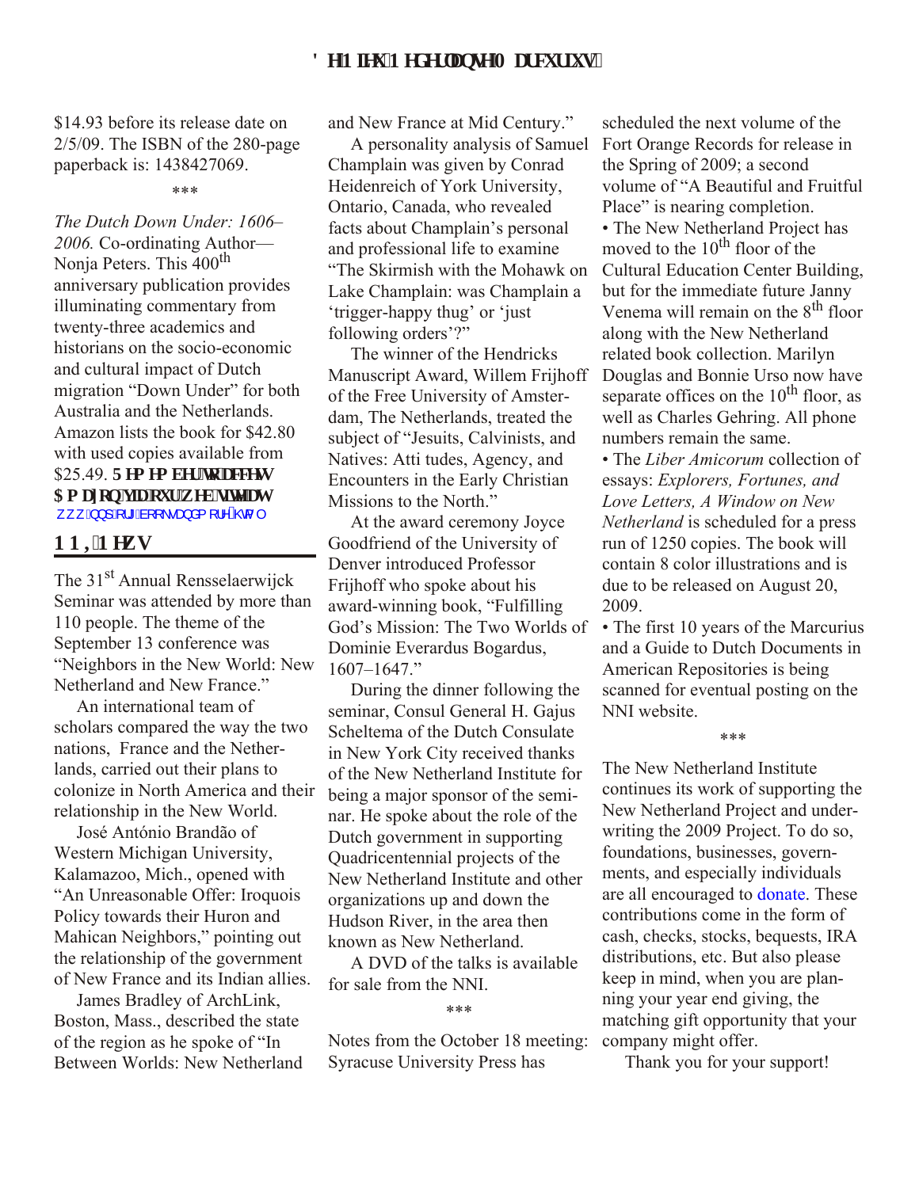$14.93 before its release date on 2/5/09. The ISBN of the 280-page paperback is: 1438427069.

\*\*\*

*The Dutch Down Under: 1606–2006.* Co-ordinating Author—Nonja Peters. This 400th anniversary publication provides illuminating commentary from twenty-three academics and historians on the socio-economic and cultural impact of Dutch migration "Down Under" for both Australia and the Netherlands. Amazon lists the book for $42.80 with used copies available from $25.49. **Remember to access Amazon via our web site at** www.nnp.org/booksandmore.html

## NNI News

The 31st Annual Rensselaerwijck Seminar was attended by more than 110 people. The theme of the September 13 conference was "Neighbors in the New World: New Netherland and New France."

An international team of scholars compared the way the two nations, France and the Netherlands, carried out their plans to colonize in North America and their relationship in the New World.

José António Brandão of Western Michigan University, Kalamazoo, Mich., opened with "An Unreasonable Offer: Iroquois Policy towards their Huron and Mahican Neighbors," pointing out the relationship of the government of New France and its Indian allies.

James Bradley of ArchLink, Boston, Mass., described the state of the region as he spoke of "In Between Worlds: New Netherland and New France at Mid Century."

A personality analysis of Samuel Champlain was given by Conrad Heidenreich of York University, Ontario, Canada, who revealed facts about Champlain's personal and professional life to examine "The Skirmish with the Mohawk on Lake Champlain: was Champlain a 'trigger-happy thug' or 'just following orders'?"

The winner of the Hendricks Manuscript Award, Willem Frijhoff of the Free University of Amsterdam, The Netherlands, treated the subject of "Jesuits, Calvinists, and Natives: Atti tudes, Agency, and Encounters in the Early Christian Missions to the North."

At the award ceremony Joyce Goodfriend of the University of Denver introduced Professor Frijhoff who spoke about his award-winning book, "Fulfilling God's Mission: The Two Worlds of Dominie Everardus Bogardus, 1607–1647."

During the dinner following the seminar, Consul General H. Gajus Scheltema of the Dutch Consulate in New York City received thanks of the New Netherland Institute for being a major sponsor of the seminar. He spoke about the role of the Dutch government in supporting Quadricentennial projects of the New Netherland Institute and other organizations up and down the Hudson River, in the area then known as New Netherland.

A DVD of the talks is available for sale from the NNI.

\*\*\*

Notes from the October 18 meeting: Syracuse University Press has scheduled the next volume of the Fort Orange Records for release in the Spring of 2009; a second volume of "A Beautiful and Fruitful Place" is nearing completion.

- The New Netherland Project has moved to the 10th floor of the Cultural Education Center Building, but for the immediate future Janny Venema will remain on the 8th floor along with the New Netherland related book collection. Marilyn Douglas and Bonnie Urso now have separate offices on the 10th floor, as well as Charles Gehring. All phone numbers remain the same.
- The *Liber Amicorum* collection of essays: *Explorers, Fortunes, and Love Letters, A Window on New Netherland* is scheduled for a press run of 1250 copies. The book will contain 8 color illustrations and is due to be released on August 20, 2009.
- The first 10 years of the Marcurius and a Guide to Dutch Documents in American Repositories is being scanned for eventual posting on the NNI website.

\*\*\*

The New Netherland Institute continues its work of supporting the New Netherland Project and underwriting the 2009 Project. To do so, foundations, businesses, governments, and especially individuals are all encouraged to donate. These contributions come in the form of cash, checks, stocks, bequests, IRA distributions, etc. But also please keep in mind, when you are planning your year end giving, the matching gift opportunity that your company might offer.

Thank you for your support!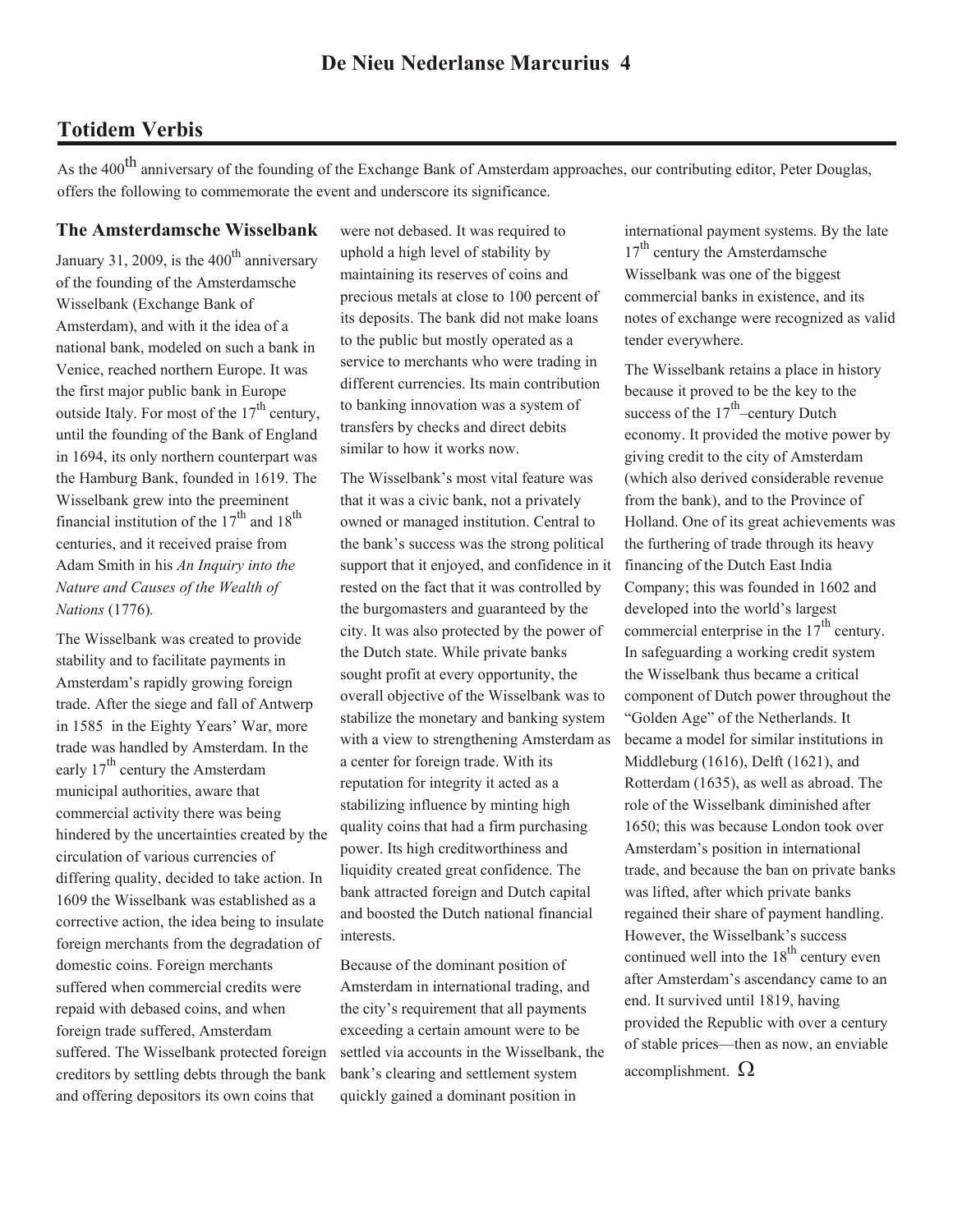## Totidem Verbis

As the 400th anniversary of the founding of the Exchange Bank of Amsterdam approaches, our contributing editor, Peter Douglas, offers the following to commemorate the event and underscore its significance.

### The Amsterdamsche Wisselbank

January 31, 2009, is the 400th anniversary of the founding of the Amsterdamsche Wisselbank (Exchange Bank of Amsterdam), and with it the idea of a national bank, modeled on such a bank in Venice, reached northern Europe. It was the first major public bank in Europe outside Italy. For most of the 17th century, until the founding of the Bank of England in 1694, its only northern counterpart was the Hamburg Bank, founded in 1619. The Wisselbank grew into the preeminent financial institution of the 17th and 18th centuries, and it received praise from Adam Smith in his *An Inquiry into the Nature and Causes of the Wealth of Nations* (1776).

The Wisselbank was created to provide stability and to facilitate payments in Amsterdam's rapidly growing foreign trade. After the siege and fall of Antwerp in 1585 in the Eighty Years' War, more trade was handled by Amsterdam. In the early 17th century the Amsterdam municipal authorities, aware that commercial activity there was being hindered by the uncertainties created by the circulation of various currencies of differing quality, decided to take action. In 1609 the Wisselbank was established as a corrective action, the idea being to insulate foreign merchants from the degradation of domestic coins. Foreign merchants suffered when commercial credits were repaid with debased coins, and when foreign trade suffered, Amsterdam suffered. The Wisselbank protected foreign creditors by settling debts through the bank and offering depositors its own coins that were not debased. It was required to uphold a high level of stability by maintaining its reserves of coins and precious metals at close to 100 percent of its deposits. The bank did not make loans to the public but mostly operated as a service to merchants who were trading in different currencies. Its main contribution to banking innovation was a system of transfers by checks and direct debits similar to how it works now.

The Wisselbank's most vital feature was that it was a civic bank, not a privately owned or managed institution. Central to the bank's success was the strong political support that it enjoyed, and confidence in it rested on the fact that it was controlled by the burgomasters and guaranteed by the city. It was also protected by the power of the Dutch state. While private banks sought profit at every opportunity, the overall objective of the Wisselbank was to stabilize the monetary and banking system with a view to strengthening Amsterdam as a center for foreign trade. With its reputation for integrity it acted as a stabilizing influence by minting high quality coins that had a firm purchasing power. Its high creditworthiness and liquidity created great confidence. The bank attracted foreign and Dutch capital and boosted the Dutch national financial interests.

Because of the dominant position of Amsterdam in international trading, and the city's requirement that all payments exceeding a certain amount were to be settled via accounts in the Wisselbank, the bank's clearing and settlement system quickly gained a dominant position in international payment systems. By the late 17th century the Amsterdamsche Wisselbank was one of the biggest commercial banks in existence, and its notes of exchange were recognized as valid tender everywhere.

The Wisselbank retains a place in history because it proved to be the key to the success of the 17th–century Dutch economy. It provided the motive power by giving credit to the city of Amsterdam (which also derived considerable revenue from the bank), and to the Province of Holland. One of its great achievements was the furthering of trade through its heavy financing of the Dutch East India Company; this was founded in 1602 and developed into the world's largest commercial enterprise in the 17th century. In safeguarding a working credit system the Wisselbank thus became a critical component of Dutch power throughout the "Golden Age" of the Netherlands. It became a model for similar institutions in Middleburg (1616), Delft (1621), and Rotterdam (1635), as well as abroad. The role of the Wisselbank diminished after 1650; this was because London took over Amsterdam's position in international trade, and because the ban on private banks was lifted, after which private banks regained their share of payment handling. However, the Wisselbank's success continued well into the 18th century even after Amsterdam's ascendancy came to an end. It survived until 1819, having provided the Republic with over a century of stable prices—then as now, an enviable accomplishment. Ω